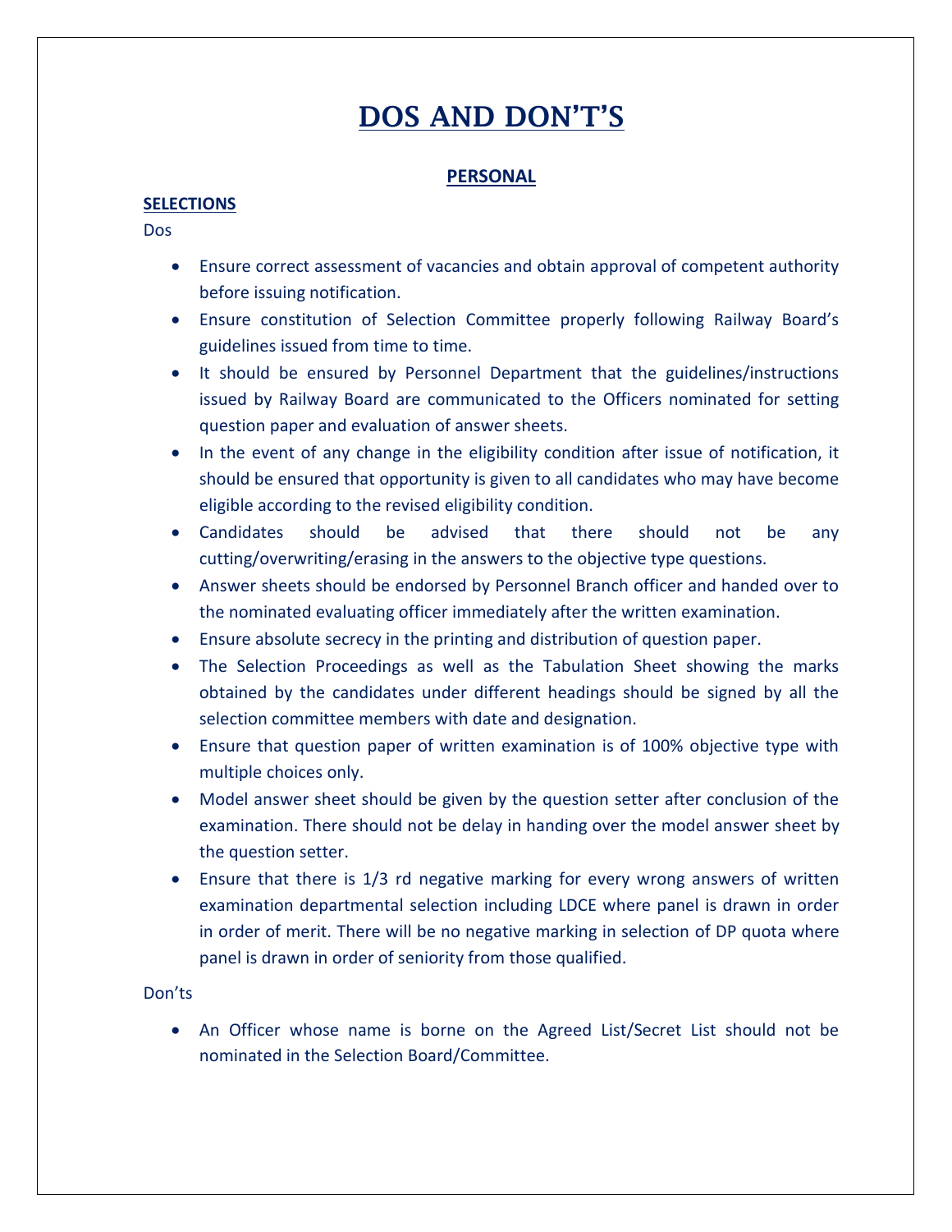# DOS AND DON'T'S

## PERSONAL

### SELECTIONS

Dos

- Ensure correct assessment of vacancies and obtain approval of competent authority before issuing notification.
- Ensure constitution of Selection Committee properly following Railway Board's guidelines issued from time to time.
- It should be ensured by Personnel Department that the guidelines/instructions issued by Railway Board are communicated to the Officers nominated for setting question paper and evaluation of answer sheets.
- In the event of any change in the eligibility condition after issue of notification, it should be ensured that opportunity is given to all candidates who may have become eligible according to the revised eligibility condition.
- Candidates should be advised that there should not be any cutting/overwriting/erasing in the answers to the objective type questions.
- Answer sheets should be endorsed by Personnel Branch officer and handed over to the nominated evaluating officer immediately after the written examination.
- Ensure absolute secrecy in the printing and distribution of question paper.
- The Selection Proceedings as well as the Tabulation Sheet showing the marks obtained by the candidates under different headings should be signed by all the selection committee members with date and designation.
- Ensure that question paper of written examination is of 100% objective type with multiple choices only.
- Model answer sheet should be given by the question setter after conclusion of the examination. There should not be delay in handing over the model answer sheet by the question setter.
- Ensure that there is 1/3 rd negative marking for every wrong answers of written examination departmental selection including LDCE where panel is drawn in order in order of merit. There will be no negative marking in selection of DP quota where panel is drawn in order of seniority from those qualified.

Don'ts

- An Officer whose name is borne on the Agreed List/Secret List should not be nominated in the Selection Board/Committee.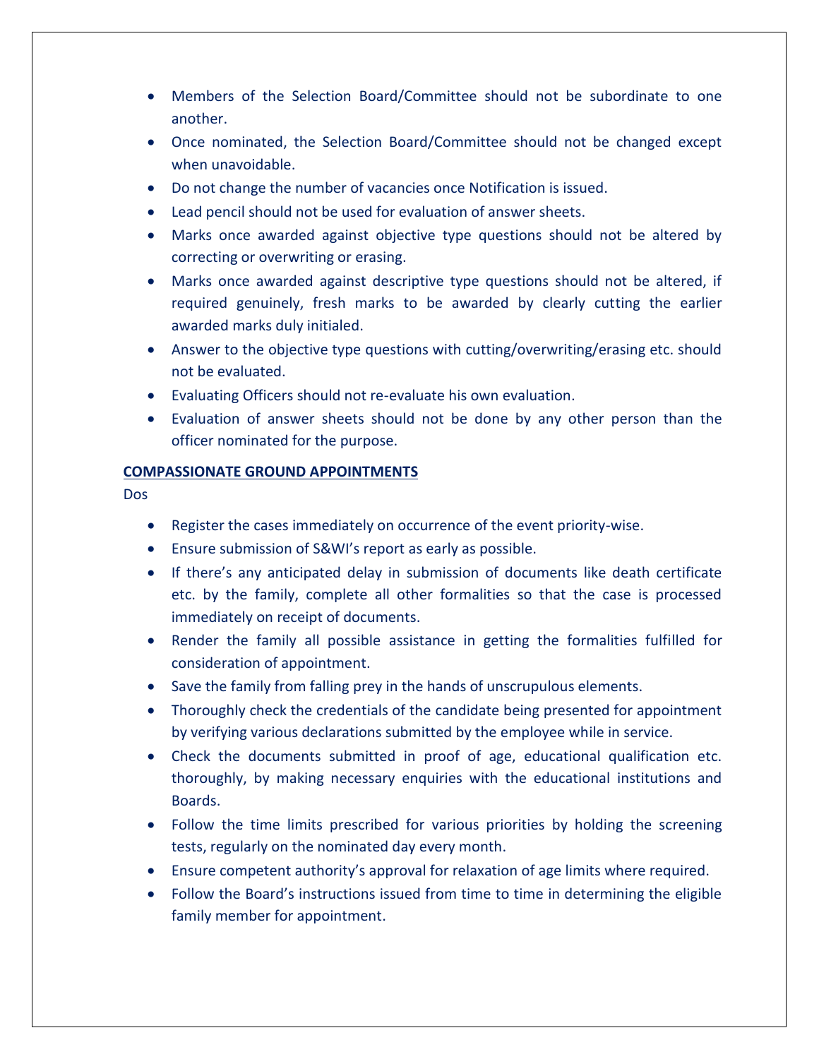- Members of the Selection Board/Committee should not be subordinate to one another.
- Once nominated, the Selection Board/Committee should not be changed except when unavoidable.
- Do not change the number of vacancies once Notification is issued.
- Lead pencil should not be used for evaluation of answer sheets.
- Marks once awarded against objective type questions should not be altered by correcting or overwriting or erasing.
- Marks once awarded against descriptive type questions should not be altered, if required genuinely, fresh marks to be awarded by clearly cutting the earlier awarded marks duly initialed.
- Answer to the objective type questions with cutting/overwriting/erasing etc. should not be evaluated.
- Evaluating Officers should not re-evaluate his own evaluation.
- Evaluation of answer sheets should not be done by any other person than the officer nominated for the purpose.

**COMPASSIONATE GROUND APPOINTMENTS**

Dos

- Register the cases immediately on occurrence of the event priority-wise.
- Ensure submission of S&WI's report as early as possible.
- If there's any anticipated delay in submission of documents like death certificate etc. by the family, complete all other formalities so that the case is processed immediately on receipt of documents.
- Render the family all possible assistance in getting the formalities fulfilled for consideration of appointment.
- Save the family from falling prey in the hands of unscrupulous elements.
- Thoroughly check the credentials of the candidate being presented for appointment by verifying various declarations submitted by the employee while in service.
- Check the documents submitted in proof of age, educational qualification etc. thoroughly, by making necessary enquiries with the educational institutions and Boards.
- Follow the time limits prescribed for various priorities by holding the screening tests, regularly on the nominated day every month.
- Ensure competent authority's approval for relaxation of age limits where required.
- Follow the Board's instructions issued from time to time in determining the eligible family member for appointment.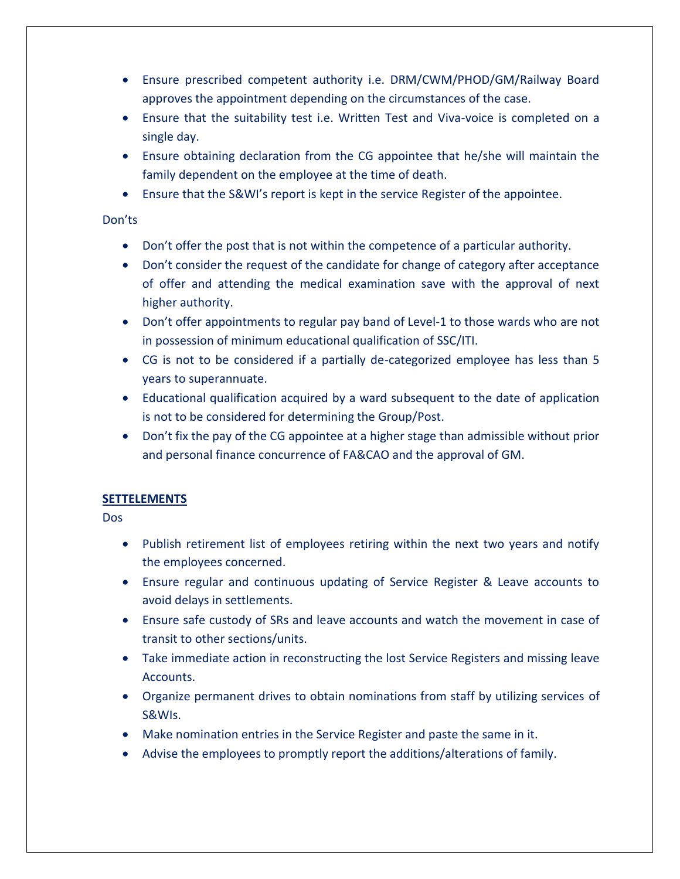- Ensure prescribed competent authority i.e. DRM/CWM/PHOD/GM/Railway Board approves the appointment depending on the circumstances of the case.
- Ensure that the suitability test i.e. Written Test and Viva-voice is completed on a single day.
- Ensure obtaining declaration from the CG appointee that he/she will maintain the family dependent on the employee at the time of death.
- Ensure that the S&WI's report is kept in the service Register of the appointee.

Don'ts

- Don't offer the post that is not within the competence of a particular authority.
- Don't consider the request of the candidate for change of category after acceptance of offer and attending the medical examination save with the approval of next higher authority.
- Don't offer appointments to regular pay band of Level-1 to those wards who are not in possession of minimum educational qualification of SSC/ITI.
- CG is not to be considered if a partially de-categorized employee has less than 5 years to superannuate.
- Educational qualification acquired by a ward subsequent to the date of application is not to be considered for determining the Group/Post.
- Don't fix the pay of the CG appointee at a higher stage than admissible without prior and personal finance concurrence of FA&CAO and the approval of GM.

**SETTELEMENTS**

Dos

- Publish retirement list of employees retiring within the next two years and notify the employees concerned.
- Ensure regular and continuous updating of Service Register & Leave accounts to avoid delays in settlements.
- Ensure safe custody of SRs and leave accounts and watch the movement in case of transit to other sections/units.
- Take immediate action in reconstructing the lost Service Registers and missing leave Accounts.
- Organize permanent drives to obtain nominations from staff by utilizing services of S&WIs.
- Make nomination entries in the Service Register and paste the same in it.
- Advise the employees to promptly report the additions/alterations of family.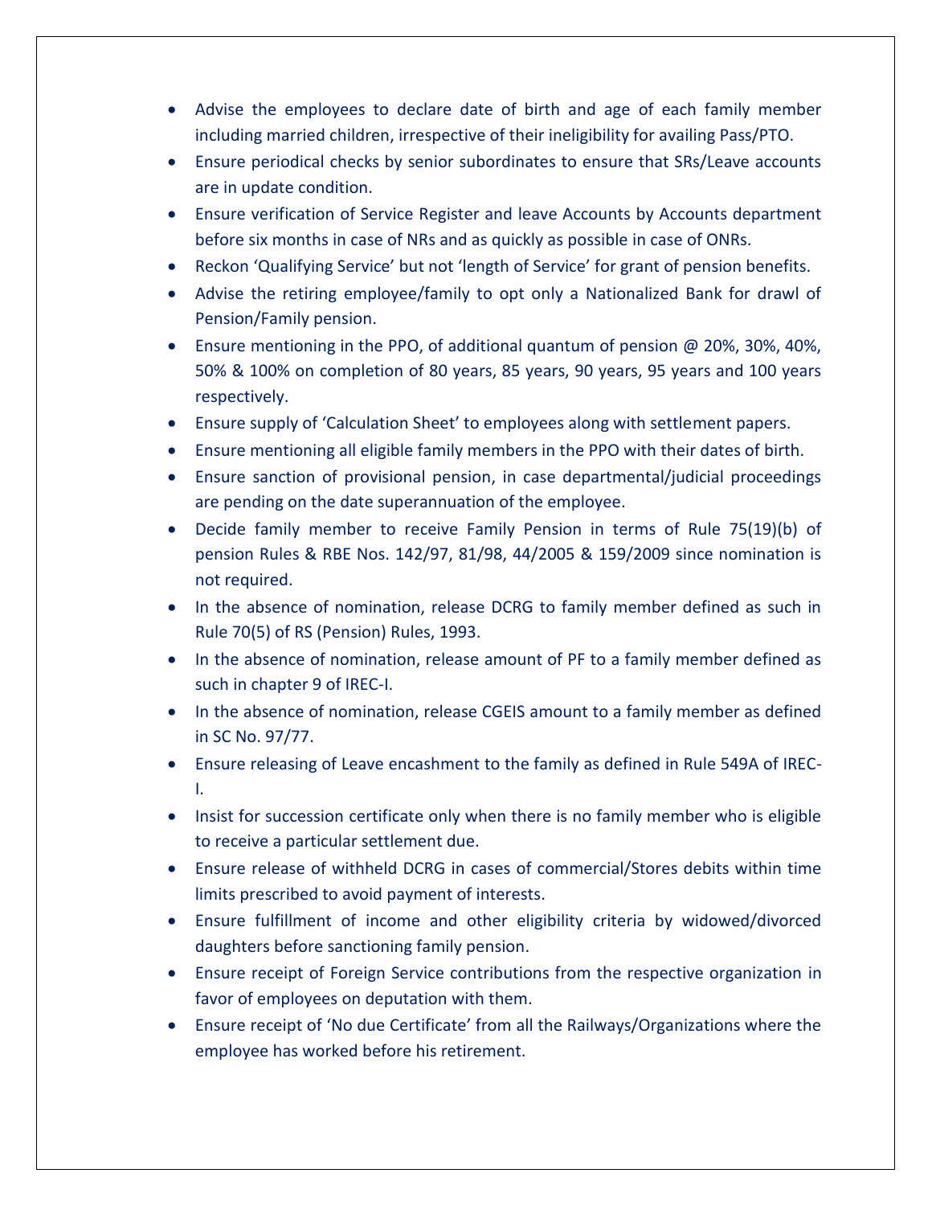- Advise the employees to declare date of birth and age of each family member including married children, irrespective of their ineligibility for availing Pass/PTO.
- Ensure periodical checks by senior subordinates to ensure that SRs/Leave accounts are in update condition.
- Ensure verification of Service Register and leave Accounts by Accounts department before six months in case of NRs and as quickly as possible in case of ONRs.
- Reckon 'Qualifying Service' but not 'length of Service' for grant of pension benefits.
- Advise the retiring employee/family to opt only a Nationalized Bank for drawl of Pension/Family pension.
- Ensure mentioning in the PPO, of additional quantum of pension @ 20%, 30%, 40%, 50% & 100% on completion of 80 years, 85 years, 90 years, 95 years and 100 years respectively.
- Ensure supply of 'Calculation Sheet' to employees along with settlement papers.
- Ensure mentioning all eligible family members in the PPO with their dates of birth.
- Ensure sanction of provisional pension, in case departmental/judicial proceedings are pending on the date superannuation of the employee.
- Decide family member to receive Family Pension in terms of Rule 75(19)(b) of pension Rules & RBE Nos. 142/97, 81/98, 44/2005 & 159/2009 since nomination is not required.
- In the absence of nomination, release DCRG to family member defined as such in Rule 70(5) of RS (Pension) Rules, 1993.
- In the absence of nomination, release amount of PF to a family member defined as such in chapter 9 of IREC-I.
- In the absence of nomination, release CGEIS amount to a family member as defined in SC No. 97/77.
- Ensure releasing of Leave encashment to the family as defined in Rule 549A of IREC-I.
- Insist for succession certificate only when there is no family member who is eligible to receive a particular settlement due.
- Ensure release of withheld DCRG in cases of commercial/Stores debits within time limits prescribed to avoid payment of interests.
- Ensure fulfillment of income and other eligibility criteria by widowed/divorced daughters before sanctioning family pension.
- Ensure receipt of Foreign Service contributions from the respective organization in favor of employees on deputation with them.
- Ensure receipt of 'No due Certificate' from all the Railways/Organizations where the employee has worked before his retirement.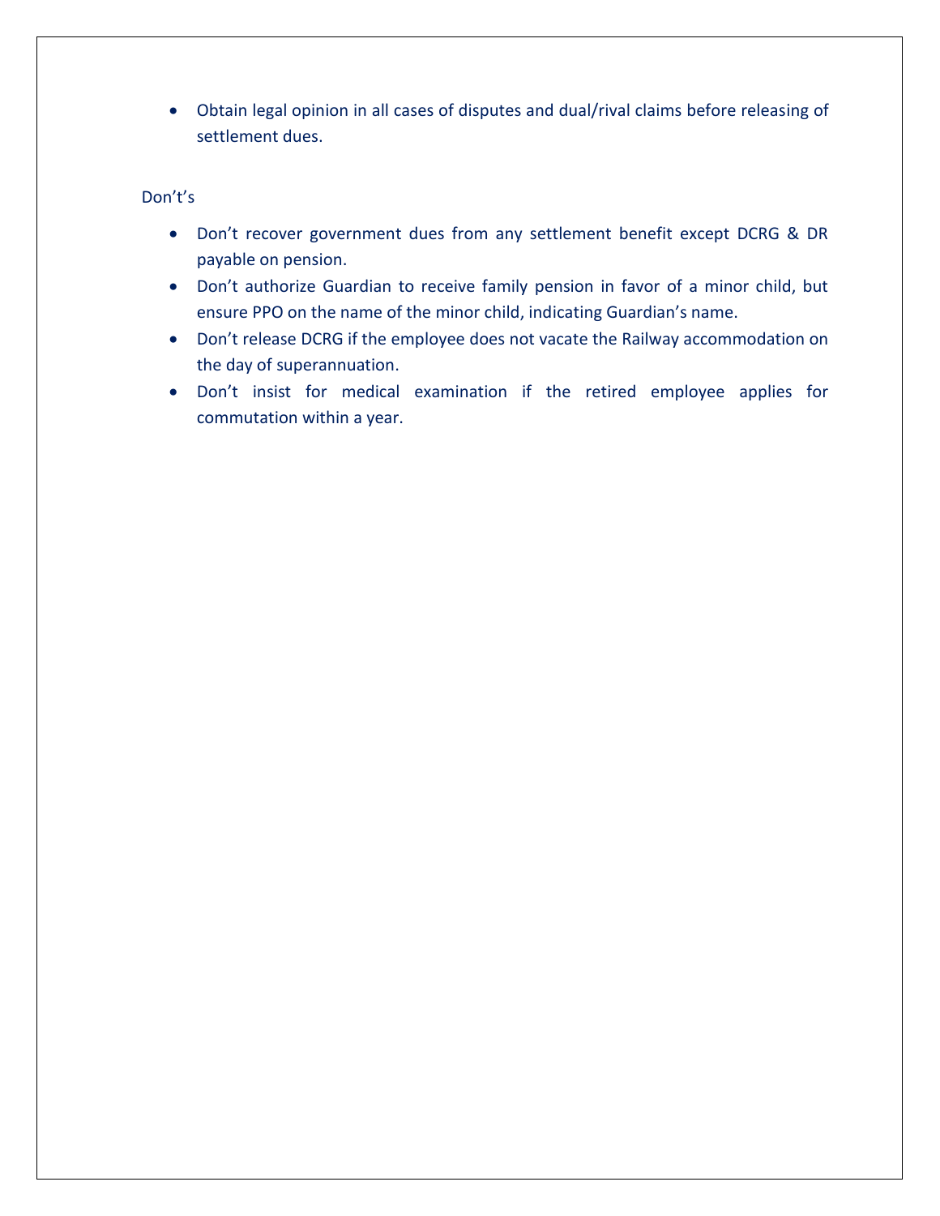- Obtain legal opinion in all cases of disputes and dual/rival claims before releasing of settlement dues.

Don't's

- Don't recover government dues from any settlement benefit except DCRG & DR payable on pension.
- Don't authorize Guardian to receive family pension in favor of a minor child, but ensure PPO on the name of the minor child, indicating Guardian's name.
- Don't release DCRG if the employee does not vacate the Railway accommodation on the day of superannuation.
- Don't insist for medical examination if the retired employee applies for commutation within a year.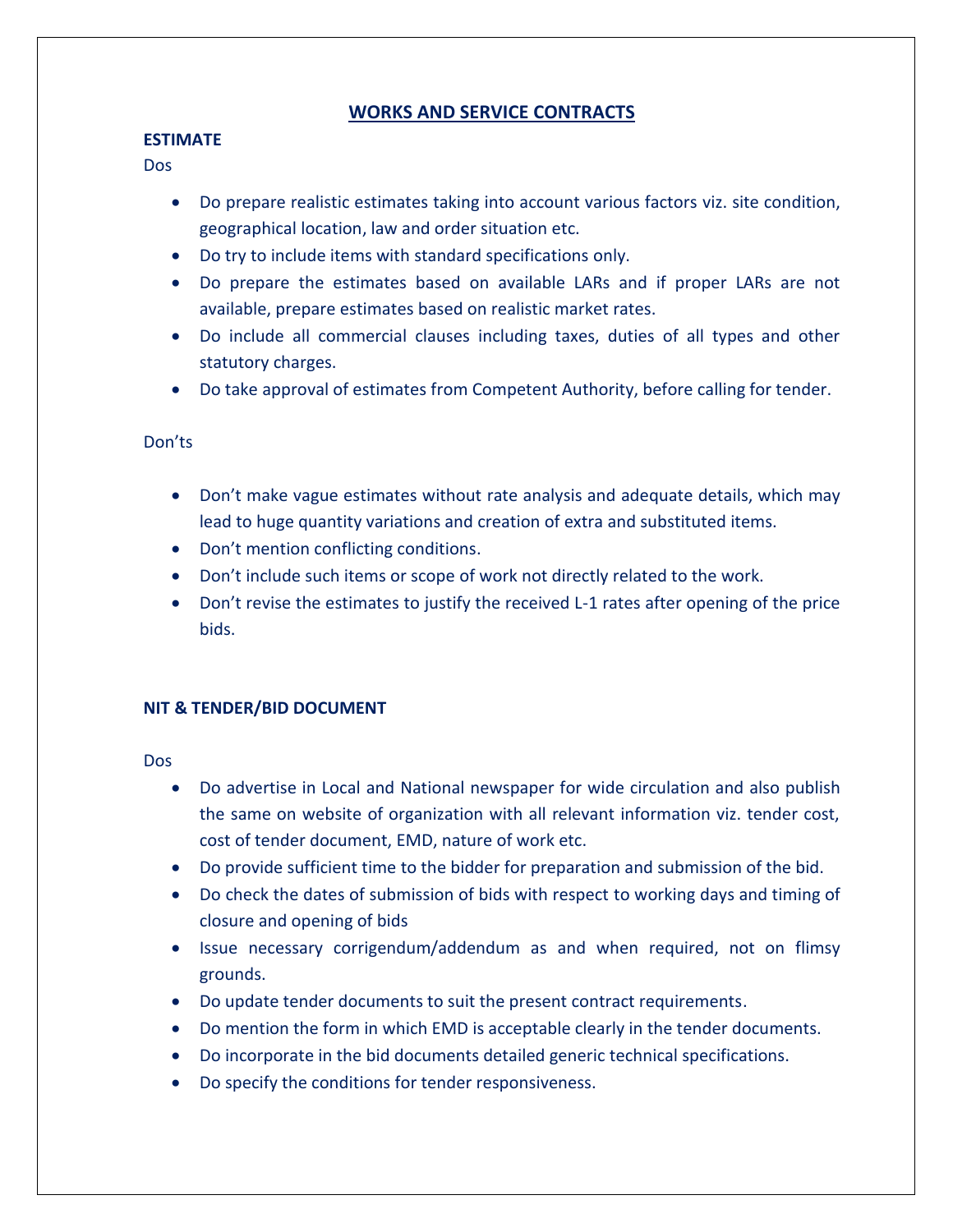# WORKS AND SERVICE CONTRACTS

## ESTIMATE

Dos

- Do prepare realistic estimates taking into account various factors viz. site condition, geographical location, law and order situation etc.
- Do try to include items with standard specifications only.
- Do prepare the estimates based on available LARs and if proper LARs are not available, prepare estimates based on realistic market rates.
- Do include all commercial clauses including taxes, duties of all types and other statutory charges.
- Do take approval of estimates from Competent Authority, before calling for tender.

Don'ts

- Don't make vague estimates without rate analysis and adequate details, which may lead to huge quantity variations and creation of extra and substituted items.
- Don't mention conflicting conditions.
- Don't include such items or scope of work not directly related to the work.
- Don't revise the estimates to justify the received L-1 rates after opening of the price bids.

## NIT & TENDER/BID DOCUMENT

Dos

- Do advertise in Local and National newspaper for wide circulation and also publish the same on website of organization with all relevant information viz. tender cost, cost of tender document, EMD, nature of work etc.
- Do provide sufficient time to the bidder for preparation and submission of the bid.
- Do check the dates of submission of bids with respect to working days and timing of closure and opening of bids
- Issue necessary corrigendum/addendum as and when required, not on flimsy grounds.
- Do update tender documents to suit the present contract requirements.
- Do mention the form in which EMD is acceptable clearly in the tender documents.
- Do incorporate in the bid documents detailed generic technical specifications.
- Do specify the conditions for tender responsiveness.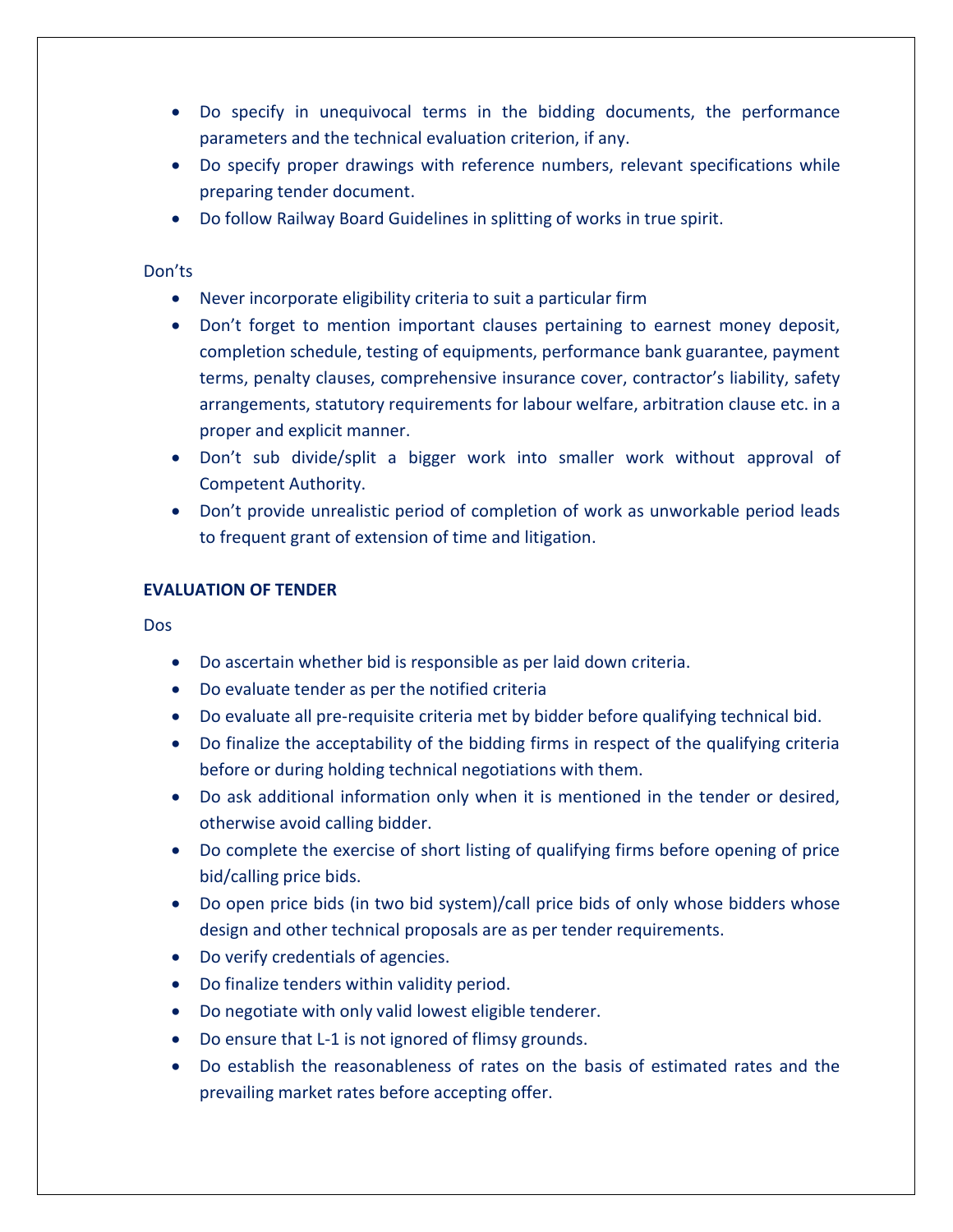- Do specify in unequivocal terms in the bidding documents, the performance parameters and the technical evaluation criterion, if any.
- Do specify proper drawings with reference numbers, relevant specifications while preparing tender document.
- Do follow Railway Board Guidelines in splitting of works in true spirit.

Don'ts

- Never incorporate eligibility criteria to suit a particular firm
- Don't forget to mention important clauses pertaining to earnest money deposit, completion schedule, testing of equipments, performance bank guarantee, payment terms, penalty clauses, comprehensive insurance cover, contractor's liability, safety arrangements, statutory requirements for labour welfare, arbitration clause etc. in a proper and explicit manner.
- Don't sub divide/split a bigger work into smaller work without approval of Competent Authority.
- Don't provide unrealistic period of completion of work as unworkable period leads to frequent grant of extension of time and litigation.

**EVALUATION OF TENDER**

Dos

- Do ascertain whether bid is responsible as per laid down criteria.
- Do evaluate tender as per the notified criteria
- Do evaluate all pre-requisite criteria met by bidder before qualifying technical bid.
- Do finalize the acceptability of the bidding firms in respect of the qualifying criteria before or during holding technical negotiations with them.
- Do ask additional information only when it is mentioned in the tender or desired, otherwise avoid calling bidder.
- Do complete the exercise of short listing of qualifying firms before opening of price bid/calling price bids.
- Do open price bids (in two bid system)/call price bids of only whose bidders whose design and other technical proposals are as per tender requirements.
- Do verify credentials of agencies.
- Do finalize tenders within validity period.
- Do negotiate with only valid lowest eligible tenderer.
- Do ensure that L-1 is not ignored of flimsy grounds.
- Do establish the reasonableness of rates on the basis of estimated rates and the prevailing market rates before accepting offer.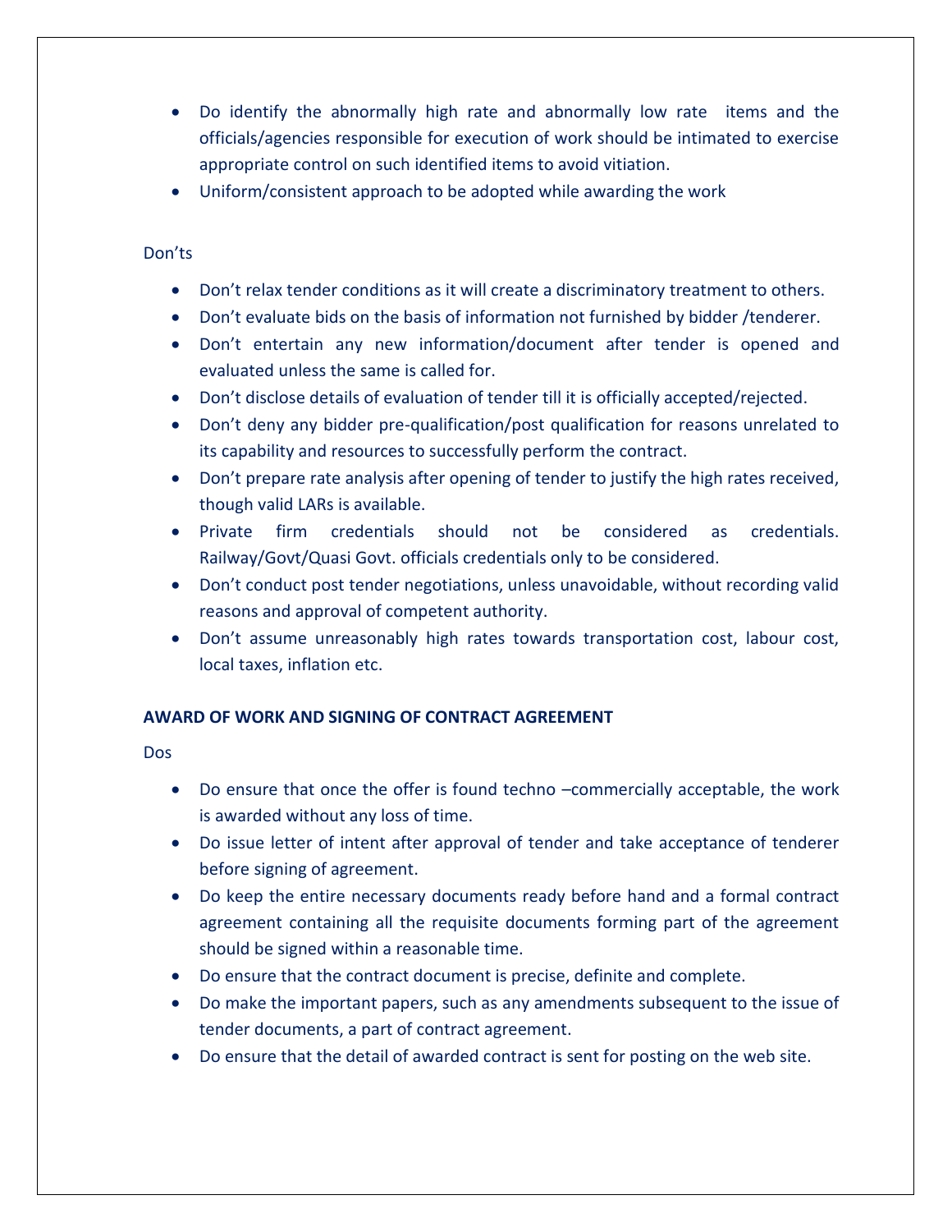- Do identify the abnormally high rate and abnormally low rate items and the officials/agencies responsible for execution of work should be intimated to exercise appropriate control on such identified items to avoid vitiation.
- Uniform/consistent approach to be adopted while awarding the work

Don'ts

- Don't relax tender conditions as it will create a discriminatory treatment to others.
- Don't evaluate bids on the basis of information not furnished by bidder /tenderer.
- Don't entertain any new information/document after tender is opened and evaluated unless the same is called for.
- Don't disclose details of evaluation of tender till it is officially accepted/rejected.
- Don't deny any bidder pre-qualification/post qualification for reasons unrelated to its capability and resources to successfully perform the contract.
- Don't prepare rate analysis after opening of tender to justify the high rates received, though valid LARs is available.
- Private firm credentials should not be considered as credentials. Railway/Govt/Quasi Govt. officials credentials only to be considered.
- Don't conduct post tender negotiations, unless unavoidable, without recording valid reasons and approval of competent authority.
- Don't assume unreasonably high rates towards transportation cost, labour cost, local taxes, inflation etc.

**AWARD OF WORK AND SIGNING OF CONTRACT AGREEMENT**

Dos

- Do ensure that once the offer is found techno –commercially acceptable, the work is awarded without any loss of time.
- Do issue letter of intent after approval of tender and take acceptance of tenderer before signing of agreement.
- Do keep the entire necessary documents ready before hand and a formal contract agreement containing all the requisite documents forming part of the agreement should be signed within a reasonable time.
- Do ensure that the contract document is precise, definite and complete.
- Do make the important papers, such as any amendments subsequent to the issue of tender documents, a part of contract agreement.
- Do ensure that the detail of awarded contract is sent for posting on the web site.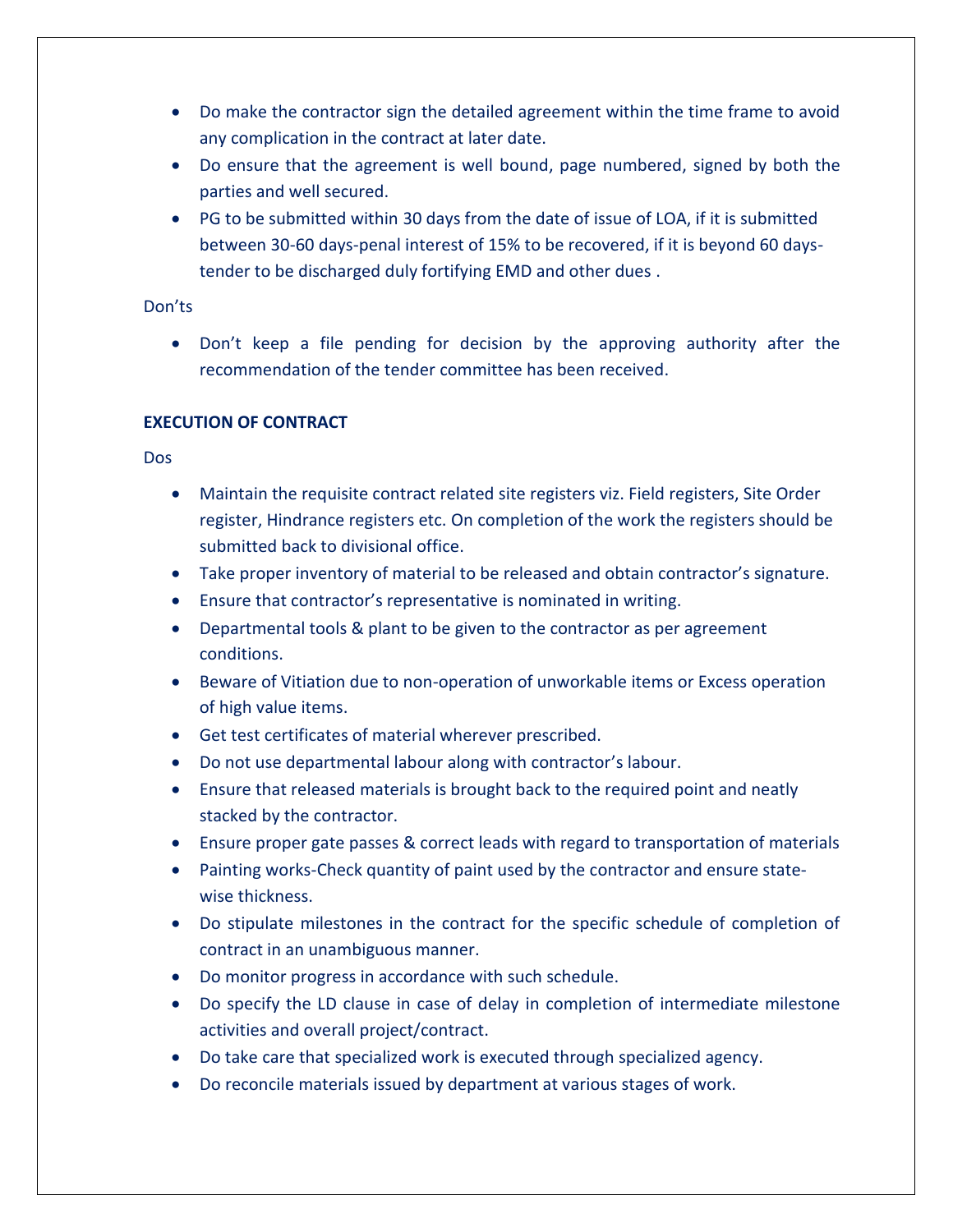- Do make the contractor sign the detailed agreement within the time frame to avoid any complication in the contract at later date.
- Do ensure that the agreement is well bound, page numbered, signed by both the parties and well secured.
- PG to be submitted within 30 days from the date of issue of LOA, if it is submitted between 30-60 days-penal interest of 15% to be recovered, if it is beyond 60 days-tender to be discharged duly fortifying EMD and other dues .

Don'ts

- Don't keep a file pending for decision by the approving authority after the recommendation of the tender committee has been received.

**EXECUTION OF CONTRACT**

Dos

- Maintain the requisite contract related site registers viz. Field registers, Site Order register, Hindrance registers etc. On completion of the work the registers should be submitted back to divisional office.
- Take proper inventory of material to be released and obtain contractor's signature.
- Ensure that contractor's representative is nominated in writing.
- Departmental tools & plant to be given to the contractor as per agreement conditions.
- Beware of Vitiation due to non-operation of unworkable items or Excess operation of high value items.
- Get test certificates of material wherever prescribed.
- Do not use departmental labour along with contractor's labour.
- Ensure that released materials is brought back to the required point and neatly stacked by the contractor.
- Ensure proper gate passes & correct leads with regard to transportation of materials
- Painting works-Check quantity of paint used by the contractor and ensure state-wise thickness.
- Do stipulate milestones in the contract for the specific schedule of completion of contract in an unambiguous manner.
- Do monitor progress in accordance with such schedule.
- Do specify the LD clause in case of delay in completion of intermediate milestone activities and overall project/contract.
- Do take care that specialized work is executed through specialized agency.
- Do reconcile materials issued by department at various stages of work.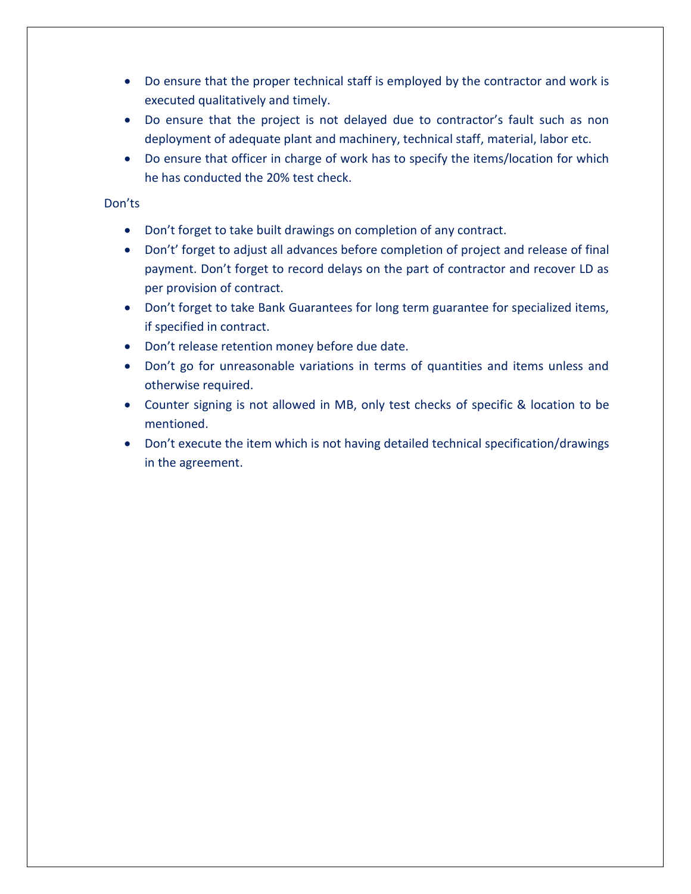- Do ensure that the proper technical staff is employed by the contractor and work is executed qualitatively and timely.
- Do ensure that the project is not delayed due to contractor's fault such as non deployment of adequate plant and machinery, technical staff, material, labor etc.
- Do ensure that officer in charge of work has to specify the items/location for which he has conducted the 20% test check.

Don'ts

- Don't forget to take built drawings on completion of any contract.
- Don't' forget to adjust all advances before completion of project and release of final payment. Don't forget to record delays on the part of contractor and recover LD as per provision of contract.
- Don't forget to take Bank Guarantees for long term guarantee for specialized items, if specified in contract.
- Don't release retention money before due date.
- Don't go for unreasonable variations in terms of quantities and items unless and otherwise required.
- Counter signing is not allowed in MB, only test checks of specific & location to be mentioned.
- Don't execute the item which is not having detailed technical specification/drawings in the agreement.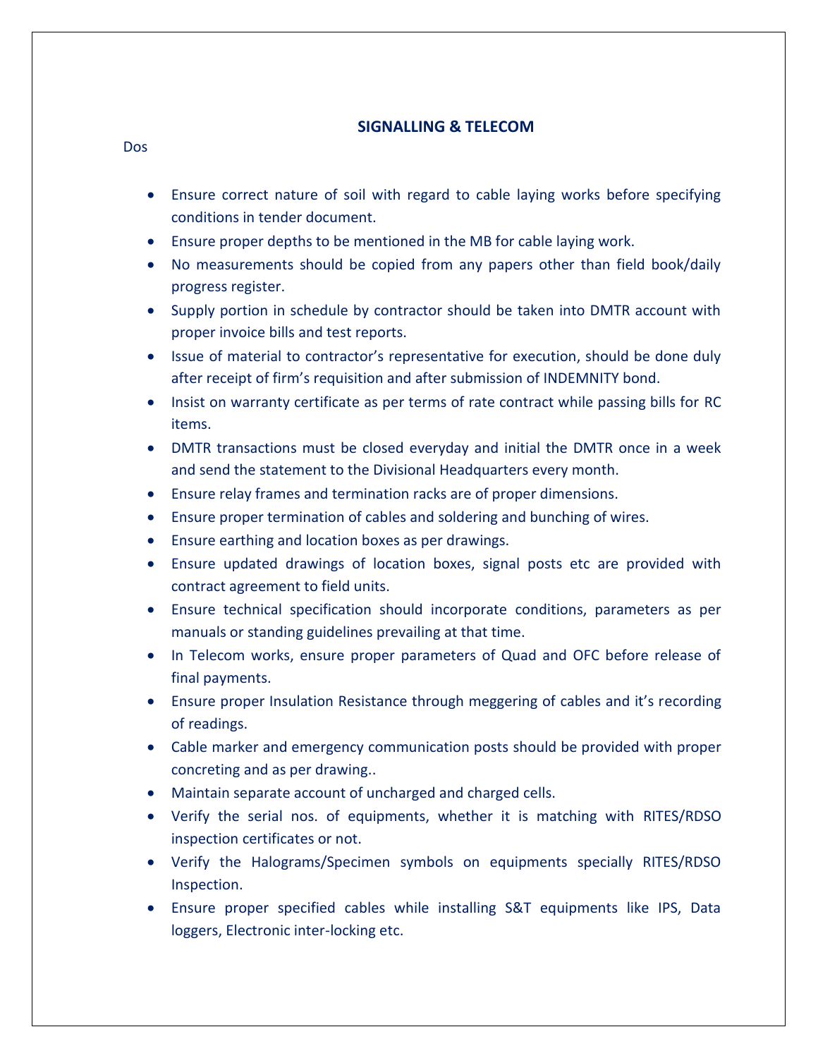## SIGNALLING & TELECOM

Dos

- Ensure correct nature of soil with regard to cable laying works before specifying conditions in tender document.
- Ensure proper depths to be mentioned in the MB for cable laying work.
- No measurements should be copied from any papers other than field book/daily progress register.
- Supply portion in schedule by contractor should be taken into DMTR account with proper invoice bills and test reports.
- Issue of material to contractor's representative for execution, should be done duly after receipt of firm's requisition and after submission of INDEMNITY bond.
- Insist on warranty certificate as per terms of rate contract while passing bills for RC items.
- DMTR transactions must be closed everyday and initial the DMTR once in a week and send the statement to the Divisional Headquarters every month.
- Ensure relay frames and termination racks are of proper dimensions.
- Ensure proper termination of cables and soldering and bunching of wires.
- Ensure earthing and location boxes as per drawings.
- Ensure updated drawings of location boxes, signal posts etc are provided with contract agreement to field units.
- Ensure technical specification should incorporate conditions, parameters as per manuals or standing guidelines prevailing at that time.
- In Telecom works, ensure proper parameters of Quad and OFC before release of final payments.
- Ensure proper Insulation Resistance through meggering of cables and it's recording of readings.
- Cable marker and emergency communication posts should be provided with proper concreting and as per drawing..
- Maintain separate account of uncharged and charged cells.
- Verify the serial nos. of equipments, whether it is matching with RITES/RDSO inspection certificates or not.
- Verify the Halograms/Specimen symbols on equipments specially RITES/RDSO Inspection.
- Ensure proper specified cables while installing S&T equipments like IPS, Data loggers, Electronic inter-locking etc.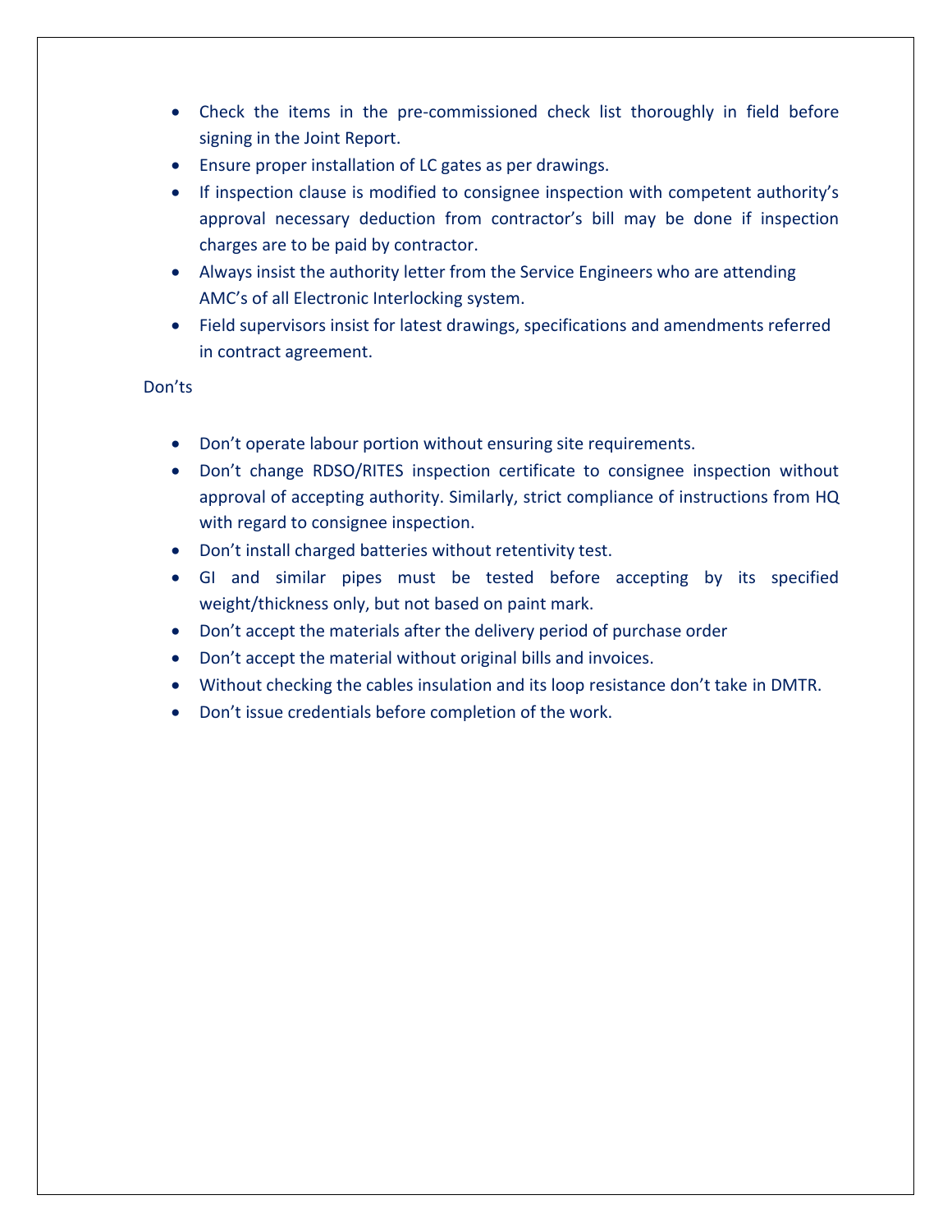- Check the items in the pre-commissioned check list thoroughly in field before signing in the Joint Report.
- Ensure proper installation of LC gates as per drawings.
- If inspection clause is modified to consignee inspection with competent authority's approval necessary deduction from contractor's bill may be done if inspection charges are to be paid by contractor.
- Always insist the authority letter from the Service Engineers who are attending AMC's of all Electronic Interlocking system.
- Field supervisors insist for latest drawings, specifications and amendments referred in contract agreement.

Don'ts

- Don't operate labour portion without ensuring site requirements.
- Don't change RDSO/RITES inspection certificate to consignee inspection without approval of accepting authority. Similarly, strict compliance of instructions from HQ with regard to consignee inspection.
- Don't install charged batteries without retentivity test.
- GI and similar pipes must be tested before accepting by its specified weight/thickness only, but not based on paint mark.
- Don't accept the materials after the delivery period of purchase order
- Don't accept the material without original bills and invoices.
- Without checking the cables insulation and its loop resistance don't take in DMTR.
- Don't issue credentials before completion of the work.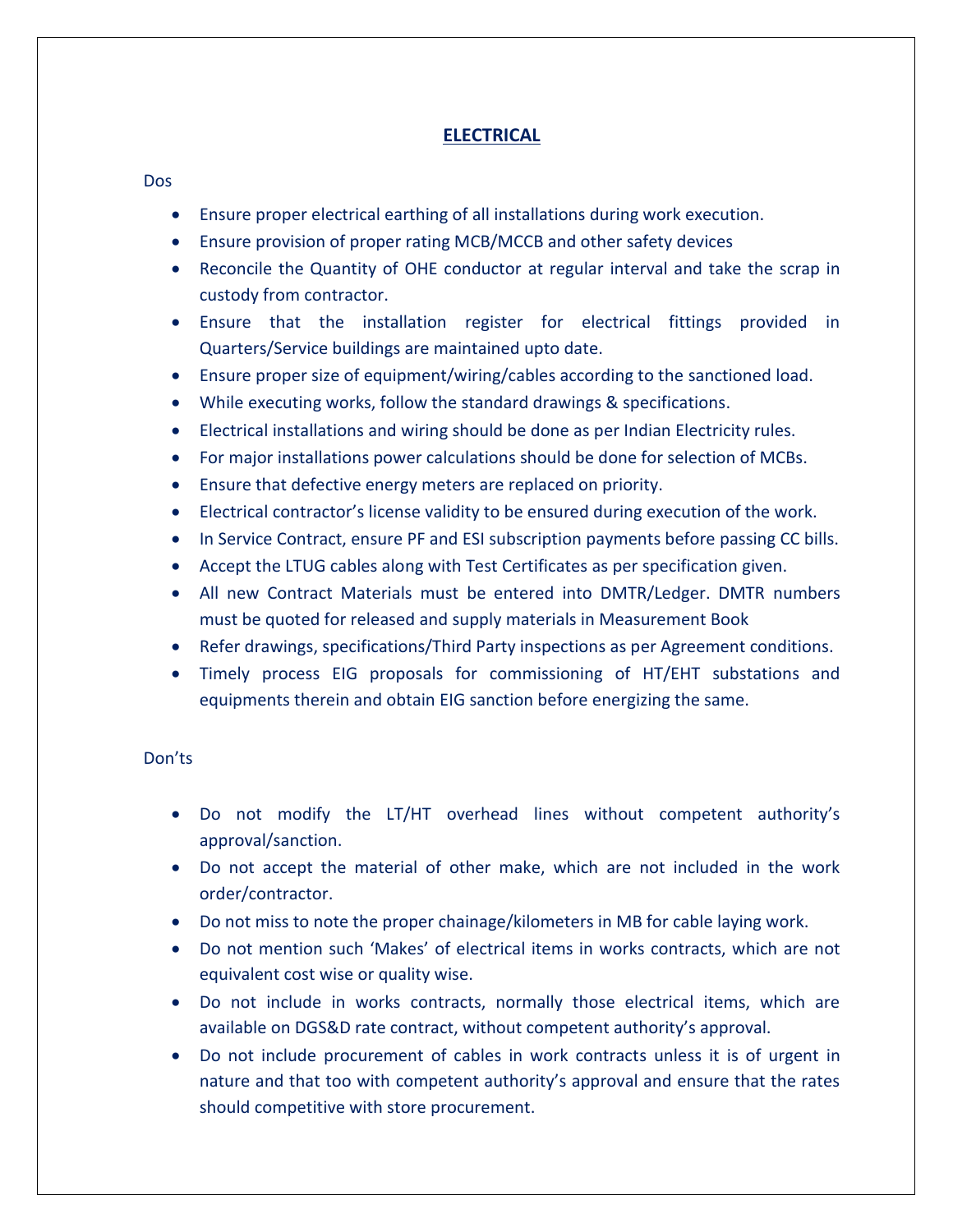# ELECTRICAL

Dos

- Ensure proper electrical earthing of all installations during work execution.
- Ensure provision of proper rating MCB/MCCB and other safety devices
- Reconcile the Quantity of OHE conductor at regular interval and take the scrap in custody from contractor.
- Ensure that the installation register for electrical fittings provided in Quarters/Service buildings are maintained upto date.
- Ensure proper size of equipment/wiring/cables according to the sanctioned load.
- While executing works, follow the standard drawings & specifications.
- Electrical installations and wiring should be done as per Indian Electricity rules.
- For major installations power calculations should be done for selection of MCBs.
- Ensure that defective energy meters are replaced on priority.
- Electrical contractor's license validity to be ensured during execution of the work.
- In Service Contract, ensure PF and ESI subscription payments before passing CC bills.
- Accept the LTUG cables along with Test Certificates as per specification given.
- All new Contract Materials must be entered into DMTR/Ledger. DMTR numbers must be quoted for released and supply materials in Measurement Book
- Refer drawings, specifications/Third Party inspections as per Agreement conditions.
- Timely process EIG proposals for commissioning of HT/EHT substations and equipments therein and obtain EIG sanction before energizing the same.

Don'ts

- Do not modify the LT/HT overhead lines without competent authority's approval/sanction.
- Do not accept the material of other make, which are not included in the work order/contractor.
- Do not miss to note the proper chainage/kilometers in MB for cable laying work.
- Do not mention such 'Makes' of electrical items in works contracts, which are not equivalent cost wise or quality wise.
- Do not include in works contracts, normally those electrical items, which are available on DGS&D rate contract, without competent authority's approval.
- Do not include procurement of cables in work contracts unless it is of urgent in nature and that too with competent authority's approval and ensure that the rates should competitive with store procurement.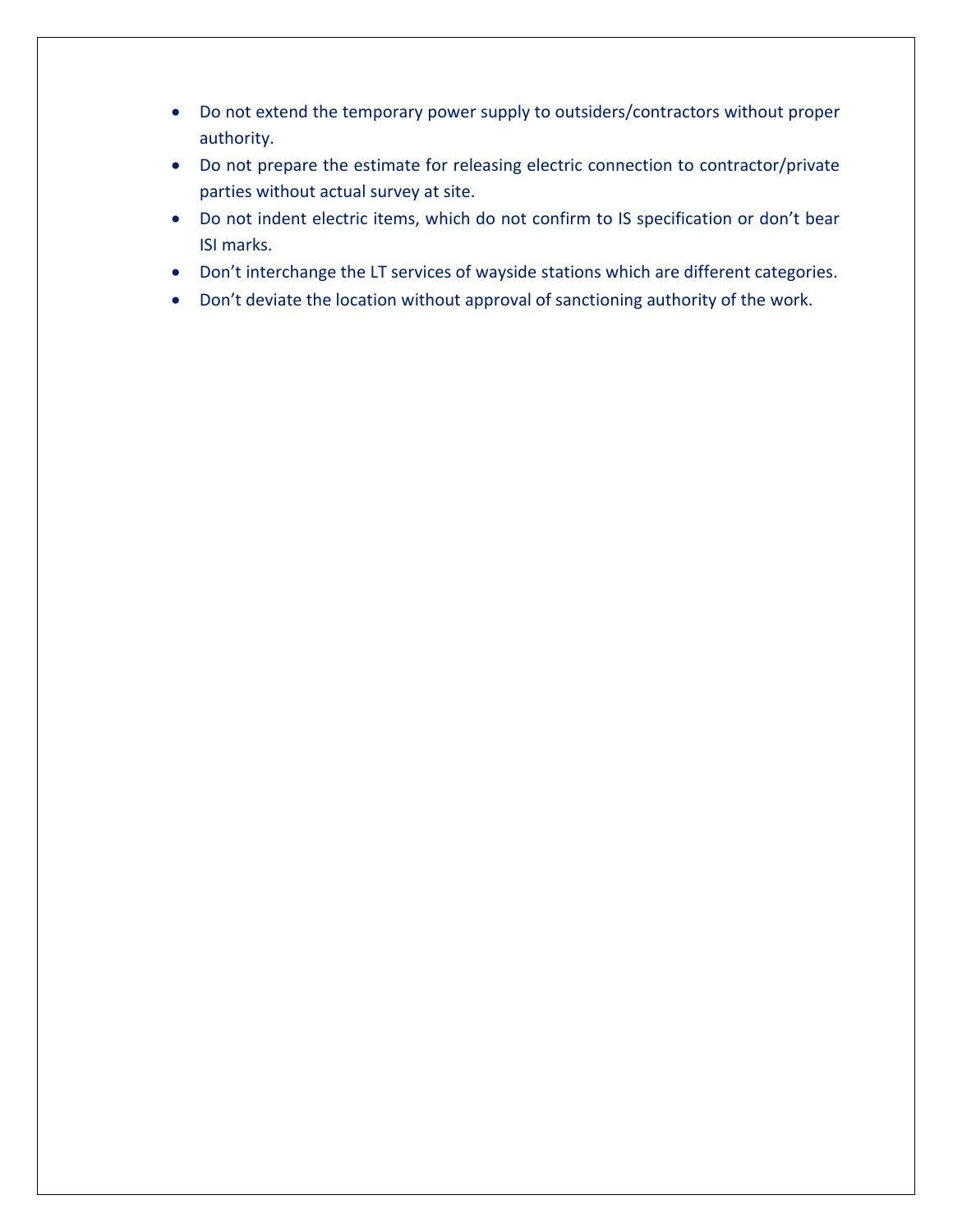- Do not extend the temporary power supply to outsiders/contractors without proper authority.
- Do not prepare the estimate for releasing electric connection to contractor/private parties without actual survey at site.
- Do not indent electric items, which do not confirm to IS specification or don't bear ISI marks.
- Don't interchange the LT services of wayside stations which are different categories.
- Don't deviate the location without approval of sanctioning authority of the work.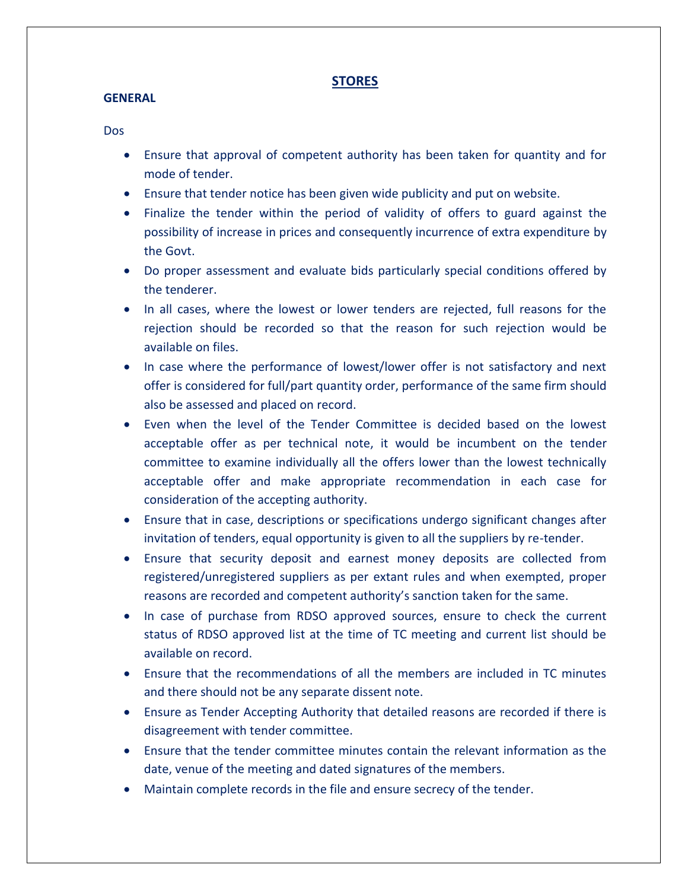# STORES

## GENERAL

Dos

- Ensure that approval of competent authority has been taken for quantity and for mode of tender.
- Ensure that tender notice has been given wide publicity and put on website.
- Finalize the tender within the period of validity of offers to guard against the possibility of increase in prices and consequently incurrence of extra expenditure by the Govt.
- Do proper assessment and evaluate bids particularly special conditions offered by the tenderer.
- In all cases, where the lowest or lower tenders are rejected, full reasons for the rejection should be recorded so that the reason for such rejection would be available on files.
- In case where the performance of lowest/lower offer is not satisfactory and next offer is considered for full/part quantity order, performance of the same firm should also be assessed and placed on record.
- Even when the level of the Tender Committee is decided based on the lowest acceptable offer as per technical note, it would be incumbent on the tender committee to examine individually all the offers lower than the lowest technically acceptable offer and make appropriate recommendation in each case for consideration of the accepting authority.
- Ensure that in case, descriptions or specifications undergo significant changes after invitation of tenders, equal opportunity is given to all the suppliers by re-tender.
- Ensure that security deposit and earnest money deposits are collected from registered/unregistered suppliers as per extant rules and when exempted, proper reasons are recorded and competent authority's sanction taken for the same.
- In case of purchase from RDSO approved sources, ensure to check the current status of RDSO approved list at the time of TC meeting and current list should be available on record.
- Ensure that the recommendations of all the members are included in TC minutes and there should not be any separate dissent note.
- Ensure as Tender Accepting Authority that detailed reasons are recorded if there is disagreement with tender committee.
- Ensure that the tender committee minutes contain the relevant information as the date, venue of the meeting and dated signatures of the members.
- Maintain complete records in the file and ensure secrecy of the tender.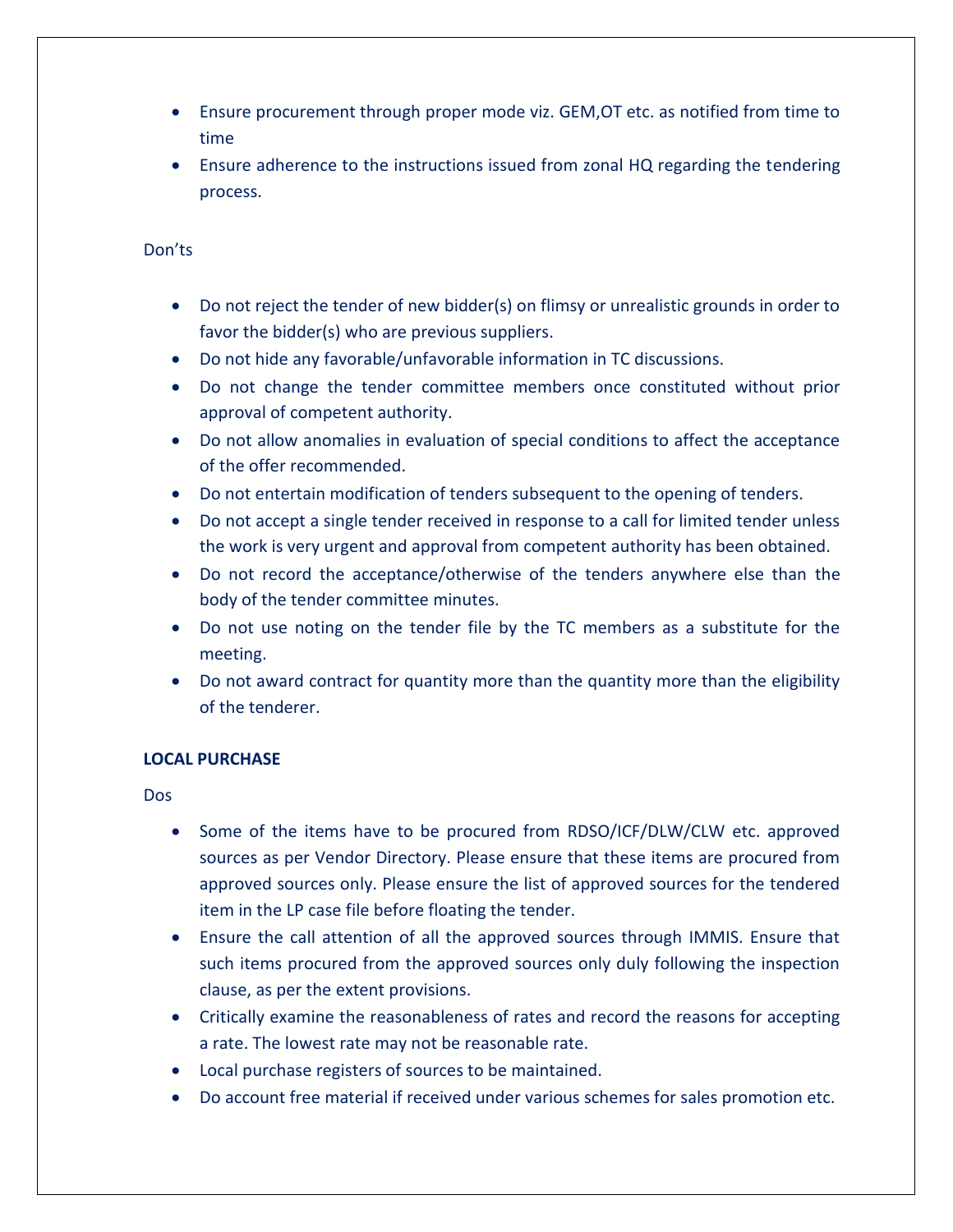- Ensure procurement through proper mode viz. GEM,OT etc. as notified from time to time
- Ensure adherence to the instructions issued from zonal HQ regarding the tendering process.

Don'ts

- Do not reject the tender of new bidder(s) on flimsy or unrealistic grounds in order to favor the bidder(s) who are previous suppliers.
- Do not hide any favorable/unfavorable information in TC discussions.
- Do not change the tender committee members once constituted without prior approval of competent authority.
- Do not allow anomalies in evaluation of special conditions to affect the acceptance of the offer recommended.
- Do not entertain modification of tenders subsequent to the opening of tenders.
- Do not accept a single tender received in response to a call for limited tender unless the work is very urgent and approval from competent authority has been obtained.
- Do not record the acceptance/otherwise of the tenders anywhere else than the body of the tender committee minutes.
- Do not use noting on the tender file by the TC members as a substitute for the meeting.
- Do not award contract for quantity more than the quantity more than the eligibility of the tenderer.

**LOCAL PURCHASE**

Dos

- Some of the items have to be procured from RDSO/ICF/DLW/CLW etc. approved sources as per Vendor Directory. Please ensure that these items are procured from approved sources only. Please ensure the list of approved sources for the tendered item in the LP case file before floating the tender.
- Ensure the call attention of all the approved sources through IMMIS. Ensure that such items procured from the approved sources only duly following the inspection clause, as per the extent provisions.
- Critically examine the reasonableness of rates and record the reasons for accepting a rate. The lowest rate may not be reasonable rate.
- Local purchase registers of sources to be maintained.
- Do account free material if received under various schemes for sales promotion etc.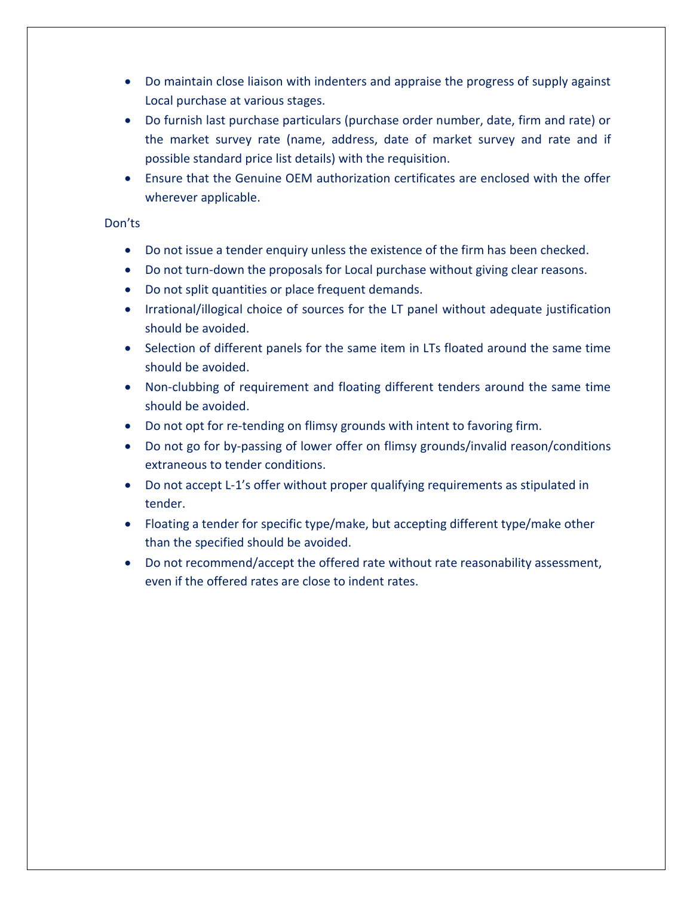- Do maintain close liaison with indenters and appraise the progress of supply against Local purchase at various stages.
- Do furnish last purchase particulars (purchase order number, date, firm and rate) or the market survey rate (name, address, date of market survey and rate and if possible standard price list details) with the requisition.
- Ensure that the Genuine OEM authorization certificates are enclosed with the offer wherever applicable.

Don'ts

- Do not issue a tender enquiry unless the existence of the firm has been checked.
- Do not turn-down the proposals for Local purchase without giving clear reasons.
- Do not split quantities or place frequent demands.
- Irrational/illogical choice of sources for the LT panel without adequate justification should be avoided.
- Selection of different panels for the same item in LTs floated around the same time should be avoided.
- Non-clubbing of requirement and floating different tenders around the same time should be avoided.
- Do not opt for re-tending on flimsy grounds with intent to favoring firm.
- Do not go for by-passing of lower offer on flimsy grounds/invalid reason/conditions extraneous to tender conditions.
- Do not accept L-1's offer without proper qualifying requirements as stipulated in tender.
- Floating a tender for specific type/make, but accepting different type/make other than the specified should be avoided.
- Do not recommend/accept the offered rate without rate reasonability assessment, even if the offered rates are close to indent rates.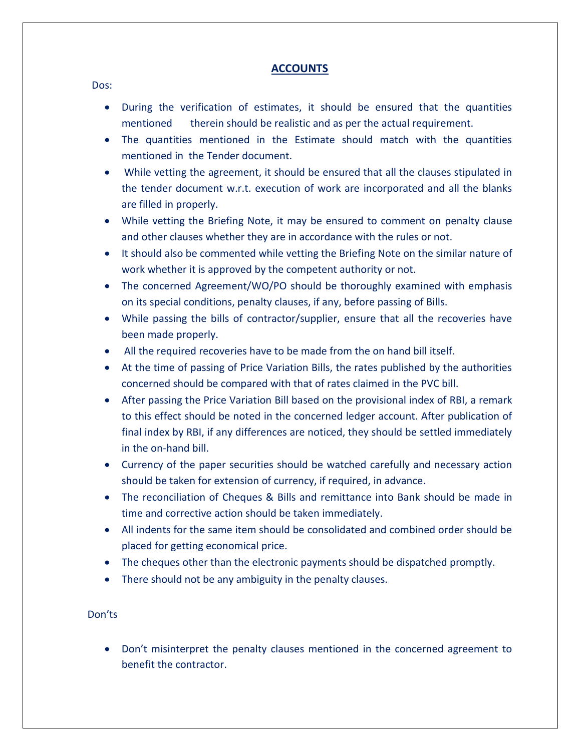# ACCOUNTS

Dos:

- During the verification of estimates, it should be ensured that the quantities mentioned therein should be realistic and as per the actual requirement.
- The quantities mentioned in the Estimate should match with the quantities mentioned in the Tender document.
- While vetting the agreement, it should be ensured that all the clauses stipulated in the tender document w.r.t. execution of work are incorporated and all the blanks are filled in properly.
- While vetting the Briefing Note, it may be ensured to comment on penalty clause and other clauses whether they are in accordance with the rules or not.
- It should also be commented while vetting the Briefing Note on the similar nature of work whether it is approved by the competent authority or not.
- The concerned Agreement/WO/PO should be thoroughly examined with emphasis on its special conditions, penalty clauses, if any, before passing of Bills.
- While passing the bills of contractor/supplier, ensure that all the recoveries have been made properly.
- All the required recoveries have to be made from the on hand bill itself.
- At the time of passing of Price Variation Bills, the rates published by the authorities concerned should be compared with that of rates claimed in the PVC bill.
- After passing the Price Variation Bill based on the provisional index of RBI, a remark to this effect should be noted in the concerned ledger account. After publication of final index by RBI, if any differences are noticed, they should be settled immediately in the on-hand bill.
- Currency of the paper securities should be watched carefully and necessary action should be taken for extension of currency, if required, in advance.
- The reconciliation of Cheques & Bills and remittance into Bank should be made in time and corrective action should be taken immediately.
- All indents for the same item should be consolidated and combined order should be placed for getting economical price.
- The cheques other than the electronic payments should be dispatched promptly.
- There should not be any ambiguity in the penalty clauses.

Don'ts

- Don't misinterpret the penalty clauses mentioned in the concerned agreement to benefit the contractor.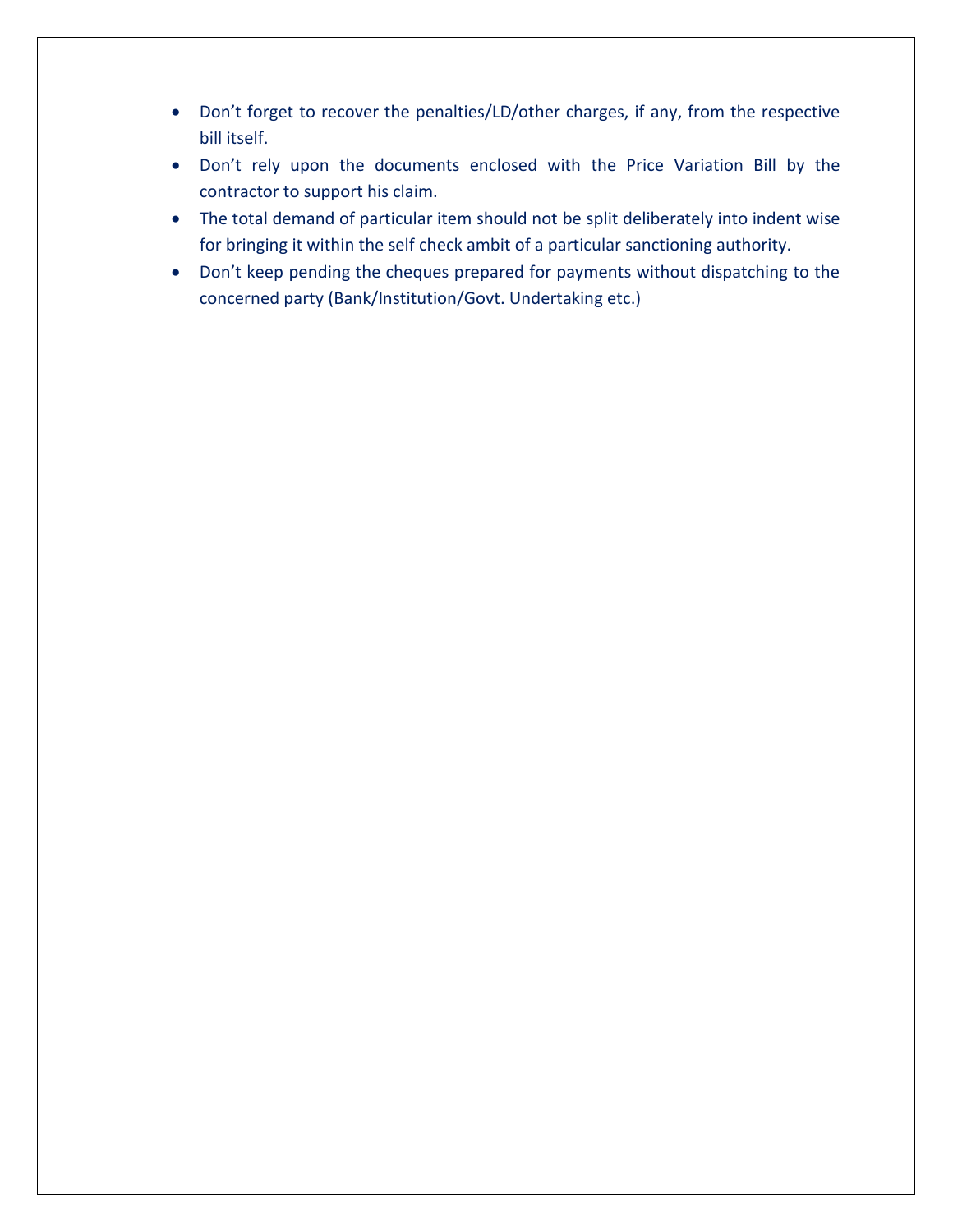- Don’t forget to recover the penalties/LD/other charges, if any, from the respective bill itself.
- Don’t rely upon the documents enclosed with the Price Variation Bill by the contractor to support his claim.
- The total demand of particular item should not be split deliberately into indent wise for bringing it within the self check ambit of a particular sanctioning authority.
- Don’t keep pending the cheques prepared for payments without dispatching to the concerned party (Bank/Institution/Govt. Undertaking etc.)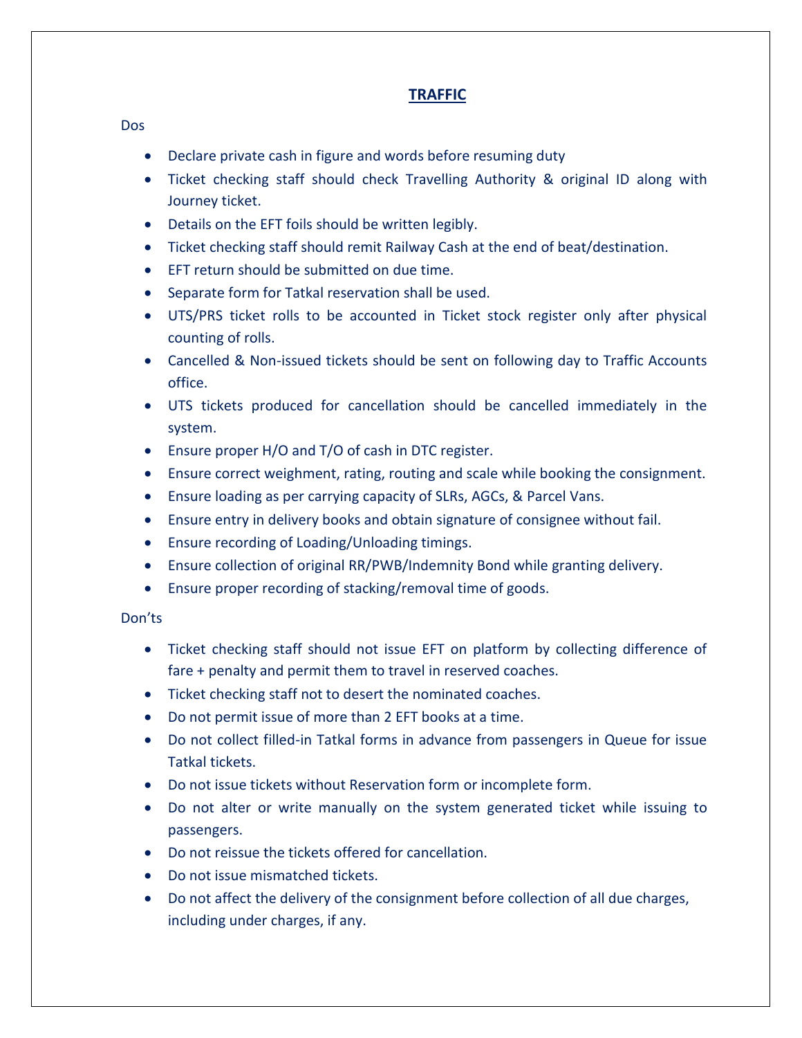# TRAFFIC

Dos

- Declare private cash in figure and words before resuming duty
- Ticket checking staff should check Travelling Authority & original ID along with Journey ticket.
- Details on the EFT foils should be written legibly.
- Ticket checking staff should remit Railway Cash at the end of beat/destination.
- EFT return should be submitted on due time.
- Separate form for Tatkal reservation shall be used.
- UTS/PRS ticket rolls to be accounted in Ticket stock register only after physical counting of rolls.
- Cancelled & Non-issued tickets should be sent on following day to Traffic Accounts office.
- UTS tickets produced for cancellation should be cancelled immediately in the system.
- Ensure proper H/O and T/O of cash in DTC register.
- Ensure correct weighment, rating, routing and scale while booking the consignment.
- Ensure loading as per carrying capacity of SLRs, AGCs, & Parcel Vans.
- Ensure entry in delivery books and obtain signature of consignee without fail.
- Ensure recording of Loading/Unloading timings.
- Ensure collection of original RR/PWB/Indemnity Bond while granting delivery.
- Ensure proper recording of stacking/removal time of goods.

Don'ts

- Ticket checking staff should not issue EFT on platform by collecting difference of fare + penalty and permit them to travel in reserved coaches.
- Ticket checking staff not to desert the nominated coaches.
- Do not permit issue of more than 2 EFT books at a time.
- Do not collect filled-in Tatkal forms in advance from passengers in Queue for issue Tatkal tickets.
- Do not issue tickets without Reservation form or incomplete form.
- Do not alter or write manually on the system generated ticket while issuing to passengers.
- Do not reissue the tickets offered for cancellation.
- Do not issue mismatched tickets.
- Do not affect the delivery of the consignment before collection of all due charges, including under charges, if any.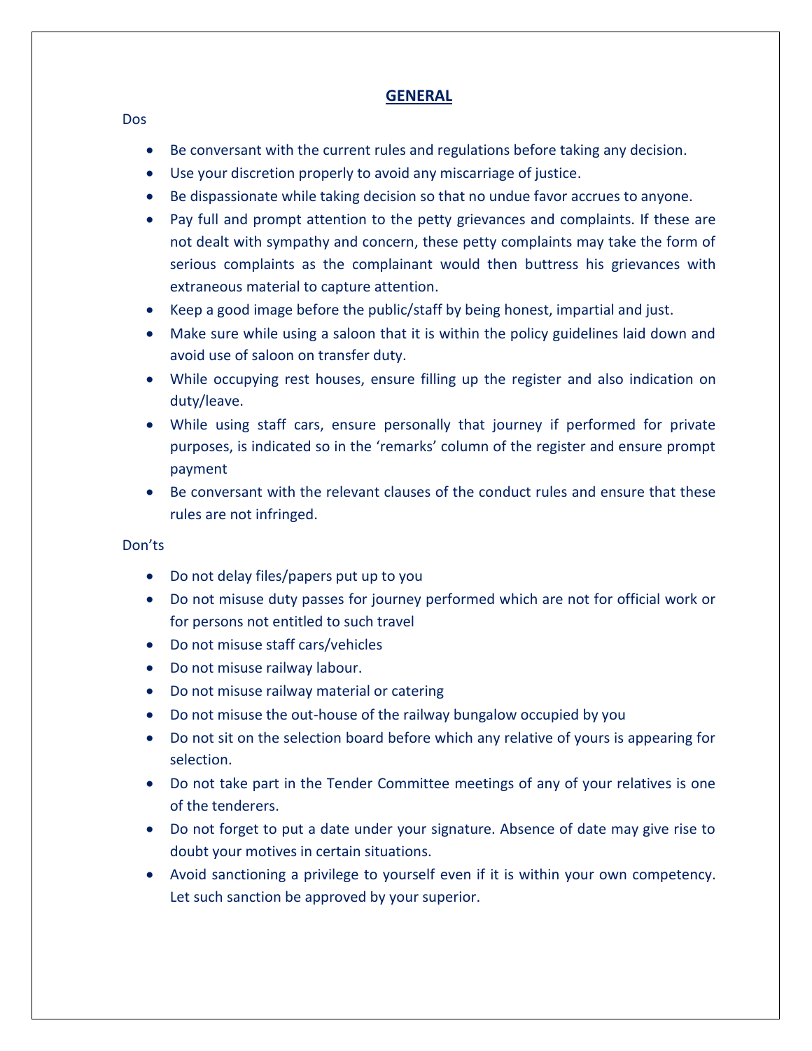## GENERAL

Dos

- Be conversant with the current rules and regulations before taking any decision.
- Use your discretion properly to avoid any miscarriage of justice.
- Be dispassionate while taking decision so that no undue favor accrues to anyone.
- Pay full and prompt attention to the petty grievances and complaints. If these are not dealt with sympathy and concern, these petty complaints may take the form of serious complaints as the complainant would then buttress his grievances with extraneous material to capture attention.
- Keep a good image before the public/staff by being honest, impartial and just.
- Make sure while using a saloon that it is within the policy guidelines laid down and avoid use of saloon on transfer duty.
- While occupying rest houses, ensure filling up the register and also indication on duty/leave.
- While using staff cars, ensure personally that journey if performed for private purposes, is indicated so in the 'remarks' column of the register and ensure prompt payment
- Be conversant with the relevant clauses of the conduct rules and ensure that these rules are not infringed.

Don'ts

- Do not delay files/papers put up to you
- Do not misuse duty passes for journey performed which are not for official work or for persons not entitled to such travel
- Do not misuse staff cars/vehicles
- Do not misuse railway labour.
- Do not misuse railway material or catering
- Do not misuse the out-house of the railway bungalow occupied by you
- Do not sit on the selection board before which any relative of yours is appearing for selection.
- Do not take part in the Tender Committee meetings of any of your relatives is one of the tenderers.
- Do not forget to put a date under your signature. Absence of date may give rise to doubt your motives in certain situations.
- Avoid sanctioning a privilege to yourself even if it is within your own competency. Let such sanction be approved by your superior.